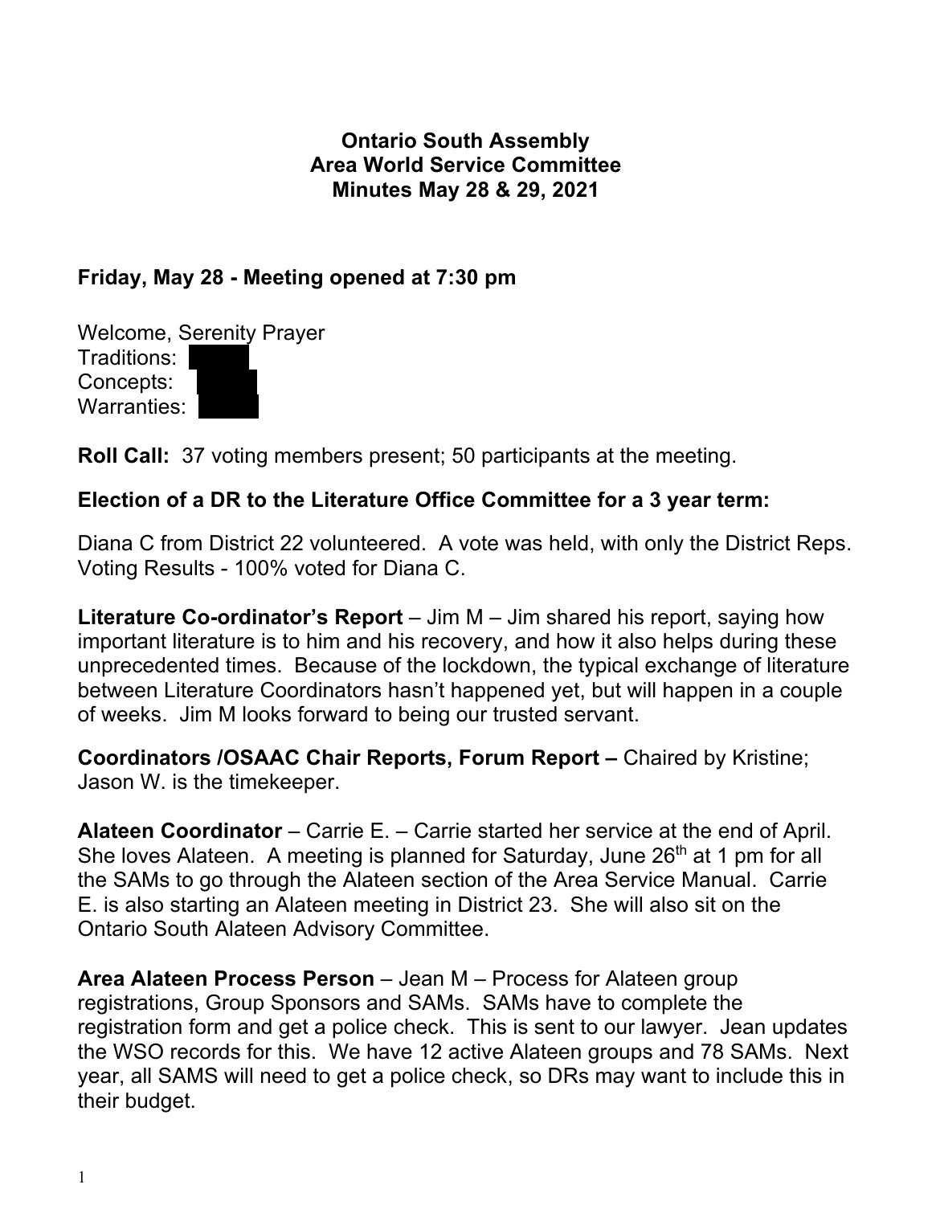# Ontario South Assembly
## Area World Service Committee
## Minutes May 28 & 29, 2021

**Friday, May 28 - Meeting opened at 7:30 pm**

Welcome, Serenity Prayer
Traditions:
Concepts:
Warranties:

**Roll Call:** 37 voting members present; 50 participants at the meeting.

**Election of a DR to the Literature Office Committee for a 3 year term:**

Diana C from District 22 volunteered. A vote was held, with only the District Reps. Voting Results - 100% voted for Diana C.

**Literature Co-ordinator's Report** – Jim M – Jim shared his report, saying how important literature is to him and his recovery, and how it also helps during these unprecedented times. Because of the lockdown, the typical exchange of literature between Literature Coordinators hasn't happened yet, but will happen in a couple of weeks. Jim M looks forward to being our trusted servant.

**Coordinators /OSAAC Chair Reports, Forum Report –** Chaired by Kristine; Jason W. is the timekeeper.

**Alateen Coordinator** – Carrie E. – Carrie started her service at the end of April. She loves Alateen. A meeting is planned for Saturday, June 26th at 1 pm for all the SAMs to go through the Alateen section of the Area Service Manual. Carrie E. is also starting an Alateen meeting in District 23. She will also sit on the Ontario South Alateen Advisory Committee.

**Area Alateen Process Person** – Jean M – Process for Alateen group registrations, Group Sponsors and SAMs. SAMs have to complete the registration form and get a police check. This is sent to our lawyer. Jean updates the WSO records for this. We have 12 active Alateen groups and 78 SAMs. Next year, all SAMS will need to get a police check, so DRs may want to include this in their budget.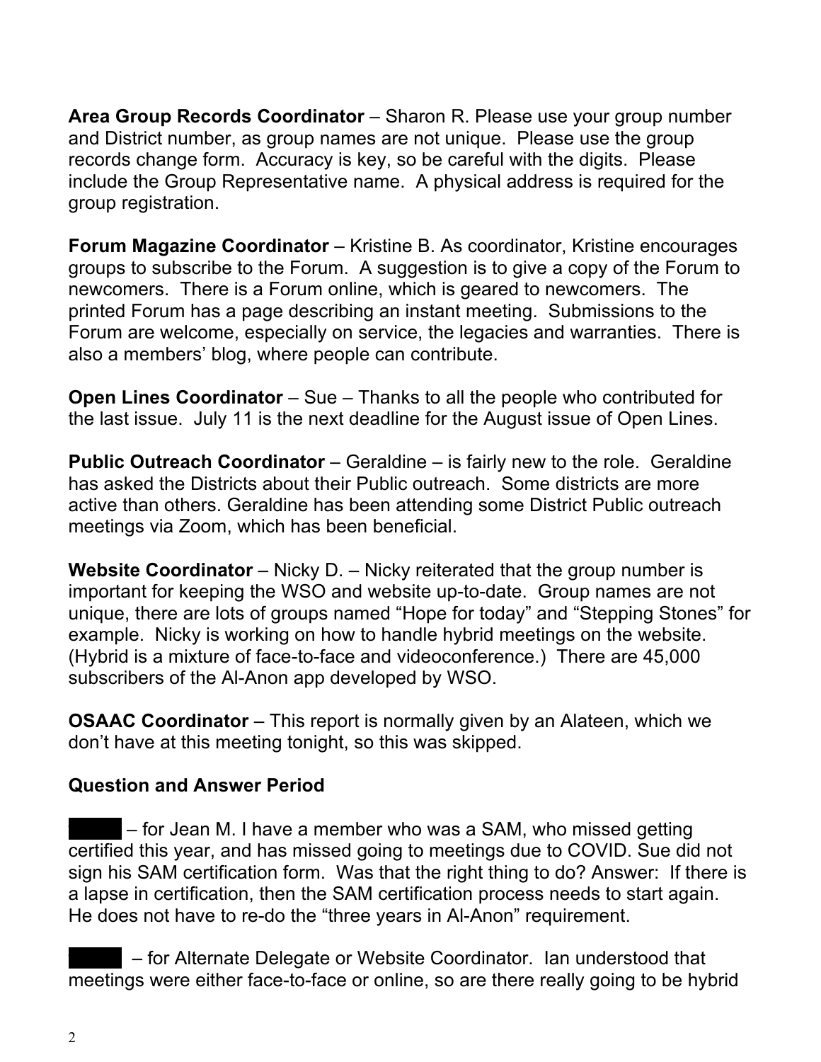**Area Group Records Coordinator** – Sharon R. Please use your group number and District number, as group names are not unique. Please use the group records change form. Accuracy is key, so be careful with the digits. Please include the Group Representative name. A physical address is required for the group registration.

**Forum Magazine Coordinator** – Kristine B. As coordinator, Kristine encourages groups to subscribe to the Forum. A suggestion is to give a copy of the Forum to newcomers. There is a Forum online, which is geared to newcomers. The printed Forum has a page describing an instant meeting. Submissions to the Forum are welcome, especially on service, the legacies and warranties. There is also a members' blog, where people can contribute.

**Open Lines Coordinator** – Sue – Thanks to all the people who contributed for the last issue. July 11 is the next deadline for the August issue of Open Lines.

**Public Outreach Coordinator** – Geraldine – is fairly new to the role. Geraldine has asked the Districts about their Public outreach. Some districts are more active than others. Geraldine has been attending some District Public outreach meetings via Zoom, which has been beneficial.

**Website Coordinator** – Nicky D. – Nicky reiterated that the group number is important for keeping the WSO and website up-to-date. Group names are not unique, there are lots of groups named "Hope for today" and "Stepping Stones" for example. Nicky is working on how to handle hybrid meetings on the website. (Hybrid is a mixture of face-to-face and videoconference.) There are 45,000 subscribers of the Al-Anon app developed by WSO.

**OSAAC Coordinator** – This report is normally given by an Alateen, which we don't have at this meeting tonight, so this was skipped.

**Question and Answer Period**

█████ – for Jean M. I have a member who was a SAM, who missed getting certified this year, and has missed going to meetings due to COVID. Sue did not sign his SAM certification form. Was that the right thing to do? Answer: If there is a lapse in certification, then the SAM certification process needs to start again. He does not have to re-do the "three years in Al-Anon" requirement.

█████ – for Alternate Delegate or Website Coordinator. Ian understood that meetings were either face-to-face or online, so are there really going to be hybrid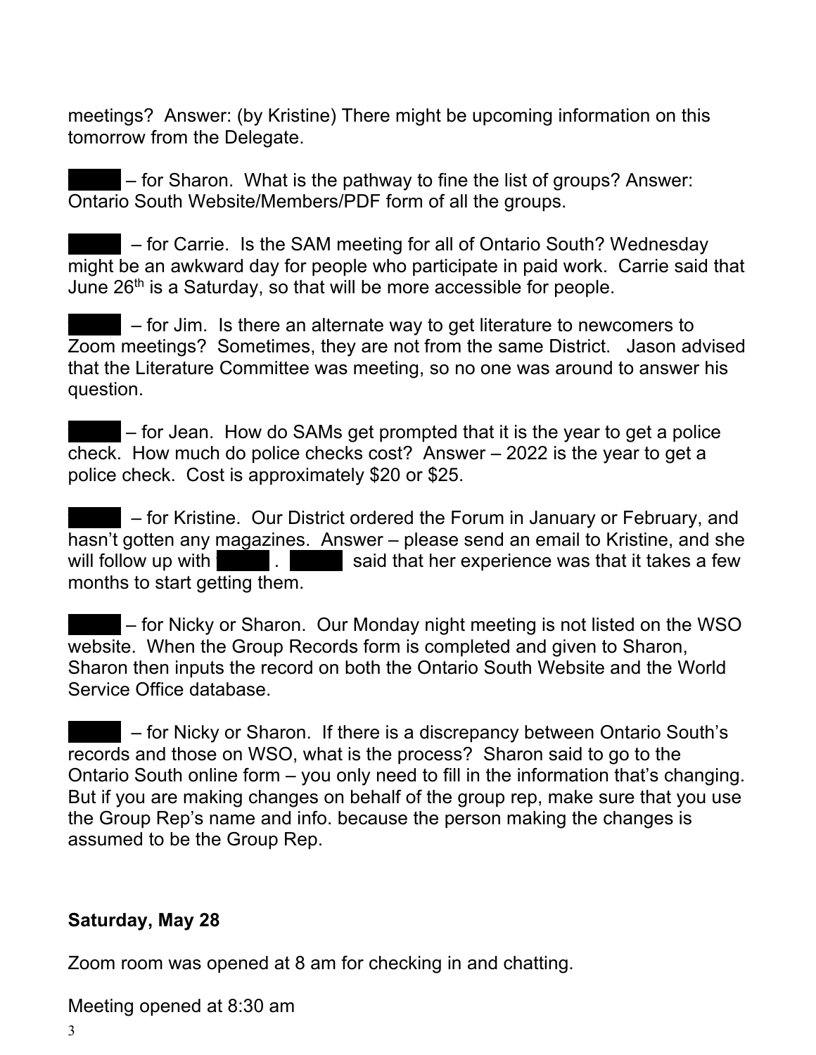meetings? Answer: (by Kristine) There might be upcoming information on this tomorrow from the Delegate.

█████ – for Sharon. What is the pathway to fine the list of groups? Answer: Ontario South Website/Members/PDF form of all the groups.

█████ – for Carrie. Is the SAM meeting for all of Ontario South? Wednesday might be an awkward day for people who participate in paid work. Carrie said that June 26th is a Saturday, so that will be more accessible for people.

█████ – for Jim. Is there an alternate way to get literature to newcomers to Zoom meetings? Sometimes, they are not from the same District. Jason advised that the Literature Committee was meeting, so no one was around to answer his question.

█████ – for Jean. How do SAMs get prompted that it is the year to get a police check. How much do police checks cost? Answer – 2022 is the year to get a police check. Cost is approximately $20 or $25.

█████ – for Kristine. Our District ordered the Forum in January or February, and hasn't gotten any magazines. Answer – please send an email to Kristine, and she will follow up with █████. █████ said that her experience was that it takes a few months to start getting them.

█████ – for Nicky or Sharon. Our Monday night meeting is not listed on the WSO website. When the Group Records form is completed and given to Sharon, Sharon then inputs the record on both the Ontario South Website and the World Service Office database.

█████ – for Nicky or Sharon. If there is a discrepancy between Ontario South's records and those on WSO, what is the process? Sharon said to go to the Ontario South online form – you only need to fill in the information that's changing. But if you are making changes on behalf of the group rep, make sure that you use the Group Rep's name and info. because the person making the changes is assumed to be the Group Rep.

**Saturday, May 28**

Zoom room was opened at 8 am for checking in and chatting.

Meeting opened at 8:30 am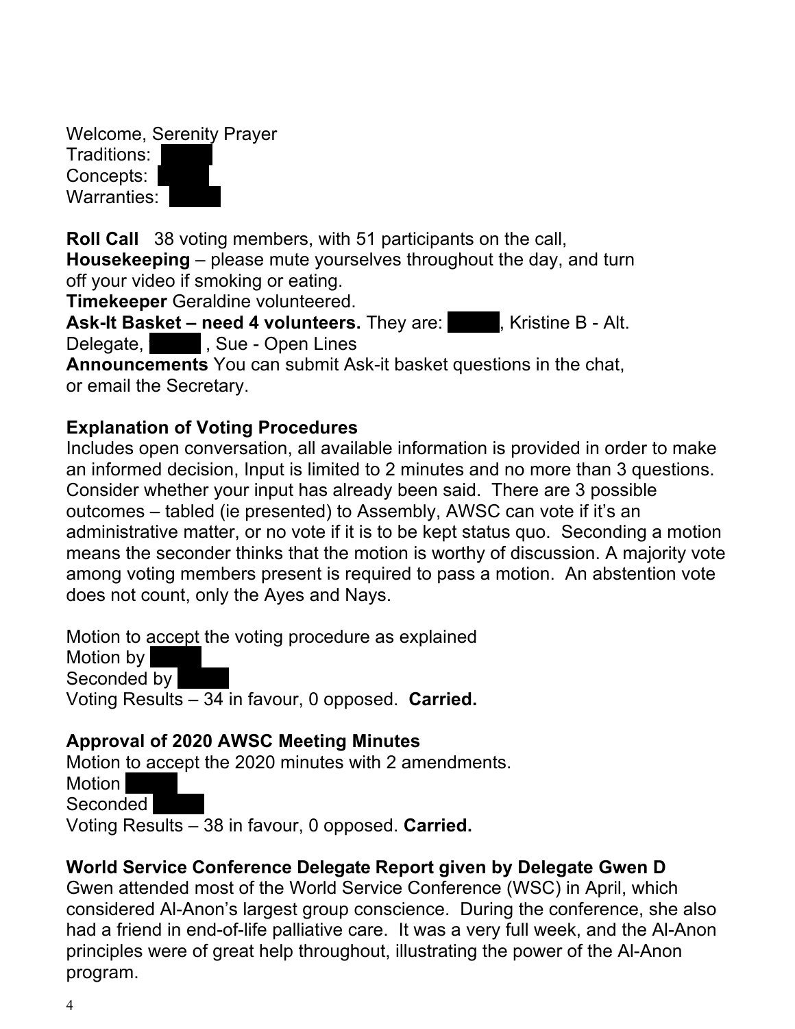Welcome, Serenity Prayer
Traditions:
Concepts:
Warranties:

**Roll Call** 38 voting members, with 51 participants on the call,
**Housekeeping** – please mute yourselves throughout the day, and turn off your video if smoking or eating.
**Timekeeper** Geraldine volunteered.
**Ask-It Basket – need 4 volunteers.** They are: , Kristine B - Alt. Delegate, , Sue - Open Lines
**Announcements** You can submit Ask-it basket questions in the chat, or email the Secretary.

**Explanation of Voting Procedures**

Includes open conversation, all available information is provided in order to make an informed decision, Input is limited to 2 minutes and no more than 3 questions. Consider whether your input has already been said. There are 3 possible outcomes – tabled (ie presented) to Assembly, AWSC can vote if it's an administrative matter, or no vote if it is to be kept status quo. Seconding a motion means the seconder thinks that the motion is worthy of discussion. A majority vote among voting members present is required to pass a motion. An abstention vote does not count, only the Ayes and Nays.

Motion to accept the voting procedure as explained
Motion by
Seconded by
Voting Results – 34 in favour, 0 opposed. **Carried.**

**Approval of 2020 AWSC Meeting Minutes**

Motion to accept the 2020 minutes with 2 amendments.
Motion
Seconded
Voting Results – 38 in favour, 0 opposed. **Carried.**

**World Service Conference Delegate Report given by Delegate Gwen D**

Gwen attended most of the World Service Conference (WSC) in April, which considered Al-Anon's largest group conscience. During the conference, she also had a friend in end-of-life palliative care. It was a very full week, and the Al-Anon principles were of great help throughout, illustrating the power of the Al-Anon program.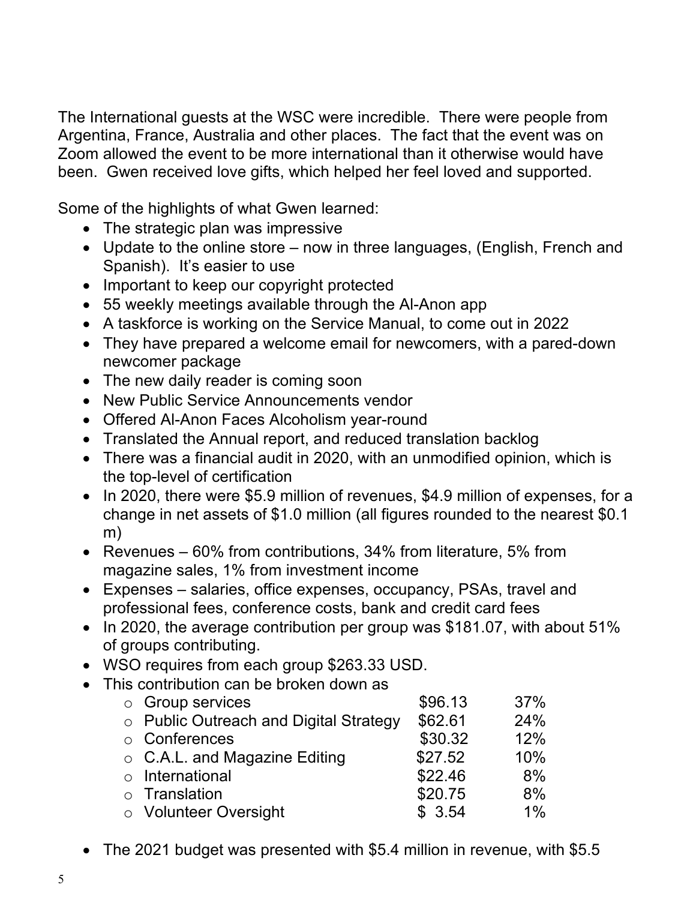The International guests at the WSC were incredible. There were people from Argentina, France, Australia and other places. The fact that the event was on Zoom allowed the event to be more international than it otherwise would have been. Gwen received love gifts, which helped her feel loved and supported.

Some of the highlights of what Gwen learned:

- The strategic plan was impressive
- Update to the online store – now in three languages, (English, French and Spanish). It's easier to use
- Important to keep our copyright protected
- 55 weekly meetings available through the Al-Anon app
- A taskforce is working on the Service Manual, to come out in 2022
- They have prepared a welcome email for newcomers, with a pared-down newcomer package
- The new daily reader is coming soon
- New Public Service Announcements vendor
- Offered Al-Anon Faces Alcoholism year-round
- Translated the Annual report, and reduced translation backlog
- There was a financial audit in 2020, with an unmodified opinion, which is the top-level of certification
- In 2020, there were $5.9 million of revenues, $4.9 million of expenses, for a change in net assets of $1.0 million (all figures rounded to the nearest $0.1 m)
- Revenues – 60% from contributions, 34% from literature, 5% from magazine sales, 1% from investment income
- Expenses – salaries, office expenses, occupancy, PSAs, travel and professional fees, conference costs, bank and credit card fees
- In 2020, the average contribution per group was $181.07, with about 51% of groups contributing.
- WSO requires from each group $263.33 USD.
- This contribution can be broken down as

| | | |
|---|---|---|
| Group services | $96.13 | 37% |
| Public Outreach and Digital Strategy | $62.61 | 24% |
| Conferences | $30.32 | 12% |
| C.A.L. and Magazine Editing | $27.52 | 10% |
| International | $22.46 | 8% |
| Translation | $20.75 | 8% |
| Volunteer Oversight | $ 3.54 | 1% |

- The 2021 budget was presented with $5.4 million in revenue, with $5.5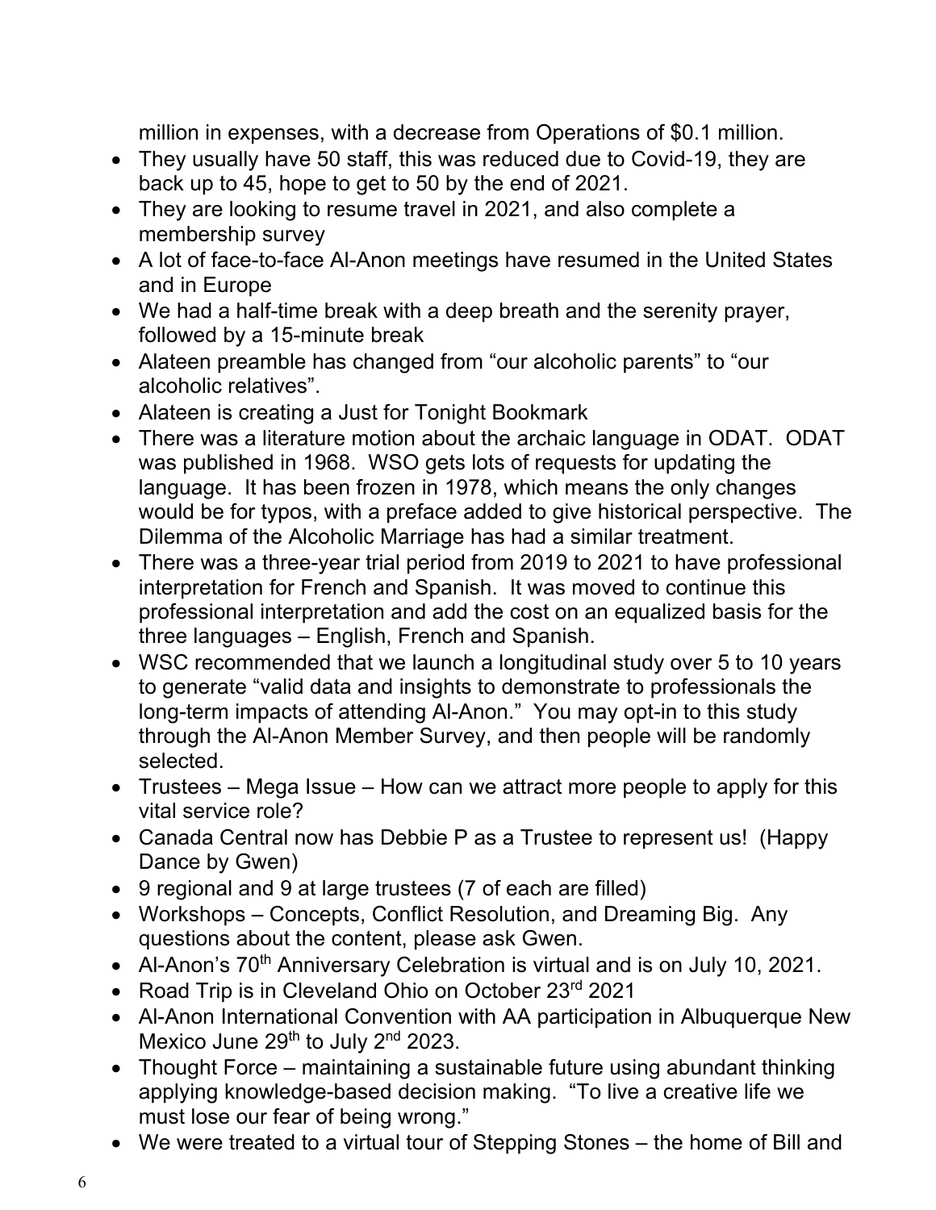million in expenses, with a decrease from Operations of $0.1 million.

- They usually have 50 staff, this was reduced due to Covid-19, they are back up to 45, hope to get to 50 by the end of 2021.
- They are looking to resume travel in 2021, and also complete a membership survey
- A lot of face-to-face Al-Anon meetings have resumed in the United States and in Europe
- We had a half-time break with a deep breath and the serenity prayer, followed by a 15-minute break
- Alateen preamble has changed from "our alcoholic parents" to "our alcoholic relatives".
- Alateen is creating a Just for Tonight Bookmark
- There was a literature motion about the archaic language in ODAT. ODAT was published in 1968. WSO gets lots of requests for updating the language. It has been frozen in 1978, which means the only changes would be for typos, with a preface added to give historical perspective. The Dilemma of the Alcoholic Marriage has had a similar treatment.
- There was a three-year trial period from 2019 to 2021 to have professional interpretation for French and Spanish. It was moved to continue this professional interpretation and add the cost on an equalized basis for the three languages – English, French and Spanish.
- WSC recommended that we launch a longitudinal study over 5 to 10 years to generate "valid data and insights to demonstrate to professionals the long-term impacts of attending Al-Anon." You may opt-in to this study through the Al-Anon Member Survey, and then people will be randomly selected.
- Trustees – Mega Issue – How can we attract more people to apply for this vital service role?
- Canada Central now has Debbie P as a Trustee to represent us! (Happy Dance by Gwen)
- 9 regional and 9 at large trustees (7 of each are filled)
- Workshops – Concepts, Conflict Resolution, and Dreaming Big. Any questions about the content, please ask Gwen.
- Al-Anon's 70th Anniversary Celebration is virtual and is on July 10, 2021.
- Road Trip is in Cleveland Ohio on October 23rd 2021
- Al-Anon International Convention with AA participation in Albuquerque New Mexico June 29th to July 2nd 2023.
- Thought Force – maintaining a sustainable future using abundant thinking applying knowledge-based decision making. "To live a creative life we must lose our fear of being wrong."
- We were treated to a virtual tour of Stepping Stones – the home of Bill and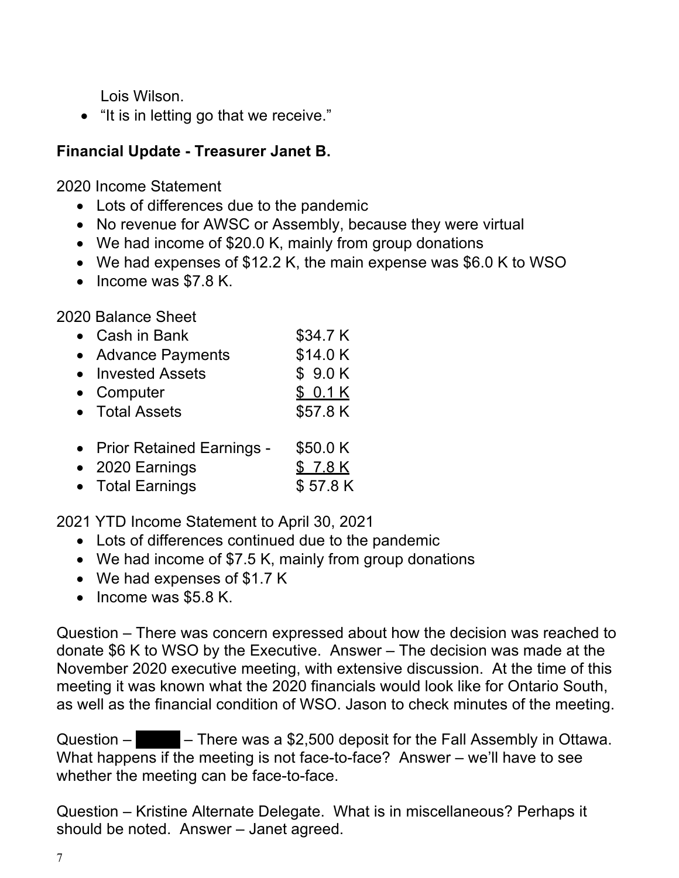Lois Wilson.

- “It is in letting go that we receive.”

**Financial Update - Treasurer Janet B.**

2020 Income Statement

- Lots of differences due to the pandemic
- No revenue for AWSC or Assembly, because they were virtual
- We had income of $20.0 K, mainly from group donations
- We had expenses of $12.2 K, the main expense was $6.0 K to WSO
- Income was $7.8 K.

2020 Balance Sheet

- Cash in Bank $34.7 K
- Advance Payments $14.0 K
- Invested Assets $ 9.0 K
- Computer $ 0.1 K
- Total Assets $57.8 K

- Prior Retained Earnings - $50.0 K
- 2020 Earnings $ 7.8 K
- Total Earnings $ 57.8 K

2021 YTD Income Statement to April 30, 2021

- Lots of differences continued due to the pandemic
- We had income of $7.5 K, mainly from group donations
- We had expenses of $1.7 K
- Income was $5.8 K.

Question – There was concern expressed about how the decision was reached to donate $6 K to WSO by the Executive. Answer – The decision was made at the November 2020 executive meeting, with extensive discussion. At the time of this meeting it was known what the 2020 financials would look like for Ontario South, as well as the financial condition of WSO. Jason to check minutes of the meeting.

Question – ████ – There was a $2,500 deposit for the Fall Assembly in Ottawa. What happens if the meeting is not face-to-face? Answer – we’ll have to see whether the meeting can be face-to-face.

Question – Kristine Alternate Delegate. What is in miscellaneous? Perhaps it should be noted. Answer – Janet agreed.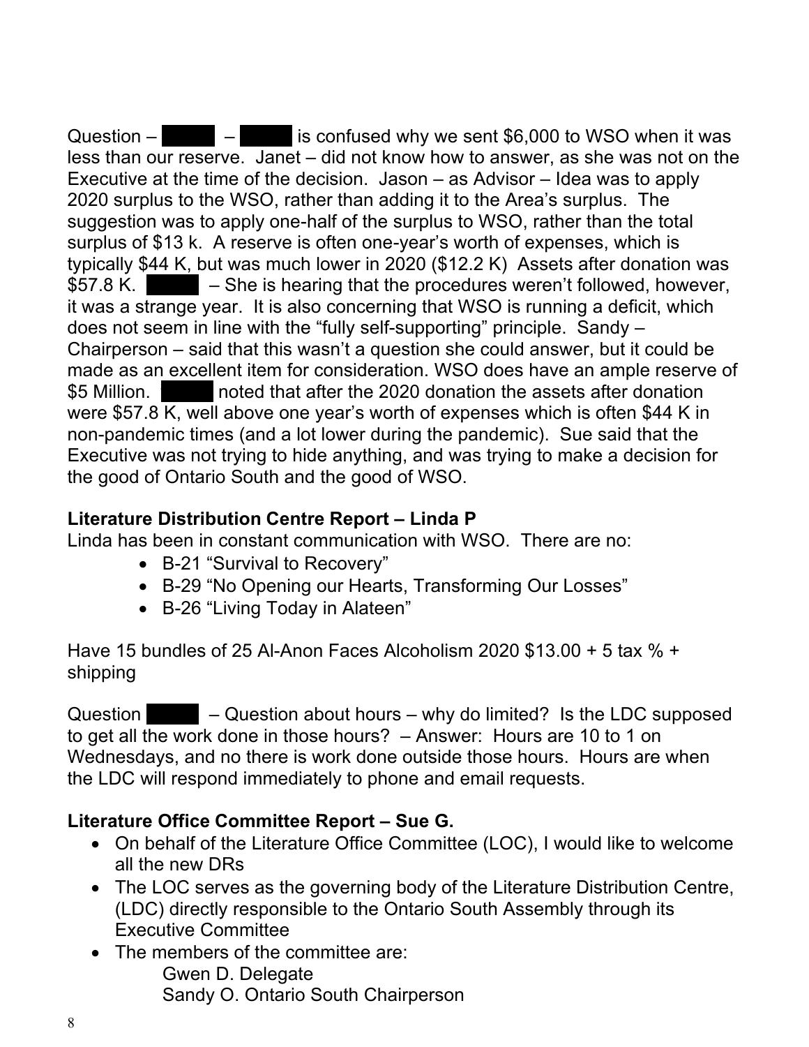Question – ████ – ████ is confused why we sent $6,000 to WSO when it was less than our reserve. Janet – did not know how to answer, as she was not on the Executive at the time of the decision. Jason – as Advisor – Idea was to apply 2020 surplus to the WSO, rather than adding it to the Area's surplus. The suggestion was to apply one-half of the surplus to WSO, rather than the total surplus of $13 k. A reserve is often one-year's worth of expenses, which is typically $44 K, but was much lower in 2020 ($12.2 K) Assets after donation was $57.8 K. ████ – She is hearing that the procedures weren't followed, however, it was a strange year. It is also concerning that WSO is running a deficit, which does not seem in line with the "fully self-supporting" principle. Sandy – Chairperson – said that this wasn't a question she could answer, but it could be made as an excellent item for consideration. WSO does have an ample reserve of $5 Million. ████ noted that after the 2020 donation the assets after donation were $57.8 K, well above one year's worth of expenses which is often $44 K in non-pandemic times (and a lot lower during the pandemic). Sue said that the Executive was not trying to hide anything, and was trying to make a decision for the good of Ontario South and the good of WSO.

**Literature Distribution Centre Report – Linda P**

Linda has been in constant communication with WSO. There are no:

- B-21 "Survival to Recovery"
- B-29 "No Opening our Hearts, Transforming Our Losses"
- B-26 "Living Today in Alateen"

Have 15 bundles of 25 Al-Anon Faces Alcoholism 2020 $13.00 + 5 tax % + shipping

Question ████ – Question about hours – why do limited? Is the LDC supposed to get all the work done in those hours? – Answer: Hours are 10 to 1 on Wednesdays, and no there is work done outside those hours. Hours are when the LDC will respond immediately to phone and email requests.

**Literature Office Committee Report – Sue G.**

- On behalf of the Literature Office Committee (LOC), I would like to welcome all the new DRs
- The LOC serves as the governing body of the Literature Distribution Centre, (LDC) directly responsible to the Ontario South Assembly through its Executive Committee
- The members of the committee are:
  Gwen D. Delegate
  Sandy O. Ontario South Chairperson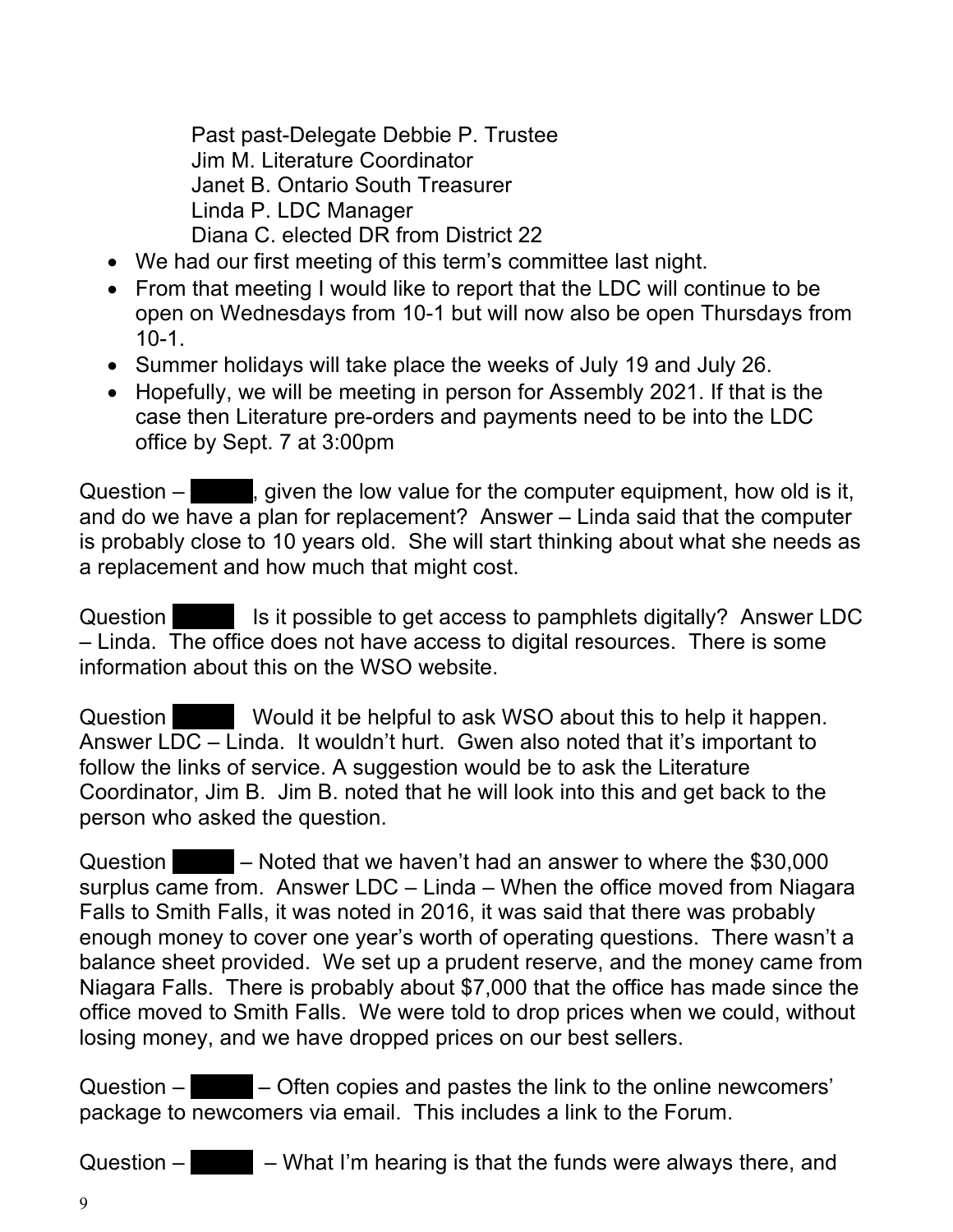Past past-Delegate Debbie P. Trustee
Jim M. Literature Coordinator
Janet B. Ontario South Treasurer
Linda P. LDC Manager
Diana C. elected DR from District 22

- We had our first meeting of this term's committee last night.
- From that meeting I would like to report that the LDC will continue to be open on Wednesdays from 10-1 but will now also be open Thursdays from 10-1.
- Summer holidays will take place the weeks of July 19 and July 26.
- Hopefully, we will be meeting in person for Assembly 2021. If that is the case then Literature pre-orders and payments need to be into the LDC office by Sept. 7 at 3:00pm

Question – ██████, given the low value for the computer equipment, how old is it, and do we have a plan for replacement? Answer – Linda said that the computer is probably close to 10 years old. She will start thinking about what she needs as a replacement and how much that might cost.

Question ██████ Is it possible to get access to pamphlets digitally? Answer LDC – Linda. The office does not have access to digital resources. There is some information about this on the WSO website.

Question ██████ Would it be helpful to ask WSO about this to help it happen. Answer LDC – Linda. It wouldn't hurt. Gwen also noted that it's important to follow the links of service. A suggestion would be to ask the Literature Coordinator, Jim B. Jim B. noted that he will look into this and get back to the person who asked the question.

Question ██████ – Noted that we haven't had an answer to where the $30,000 surplus came from. Answer LDC – Linda – When the office moved from Niagara Falls to Smith Falls, it was noted in 2016, it was said that there was probably enough money to cover one year's worth of operating questions. There wasn't a balance sheet provided. We set up a prudent reserve, and the money came from Niagara Falls. There is probably about $7,000 that the office has made since the office moved to Smith Falls. We were told to drop prices when we could, without losing money, and we have dropped prices on our best sellers.

Question – ██████ – Often copies and pastes the link to the online newcomers' package to newcomers via email. This includes a link to the Forum.

Question – ██████ – What I'm hearing is that the funds were always there, and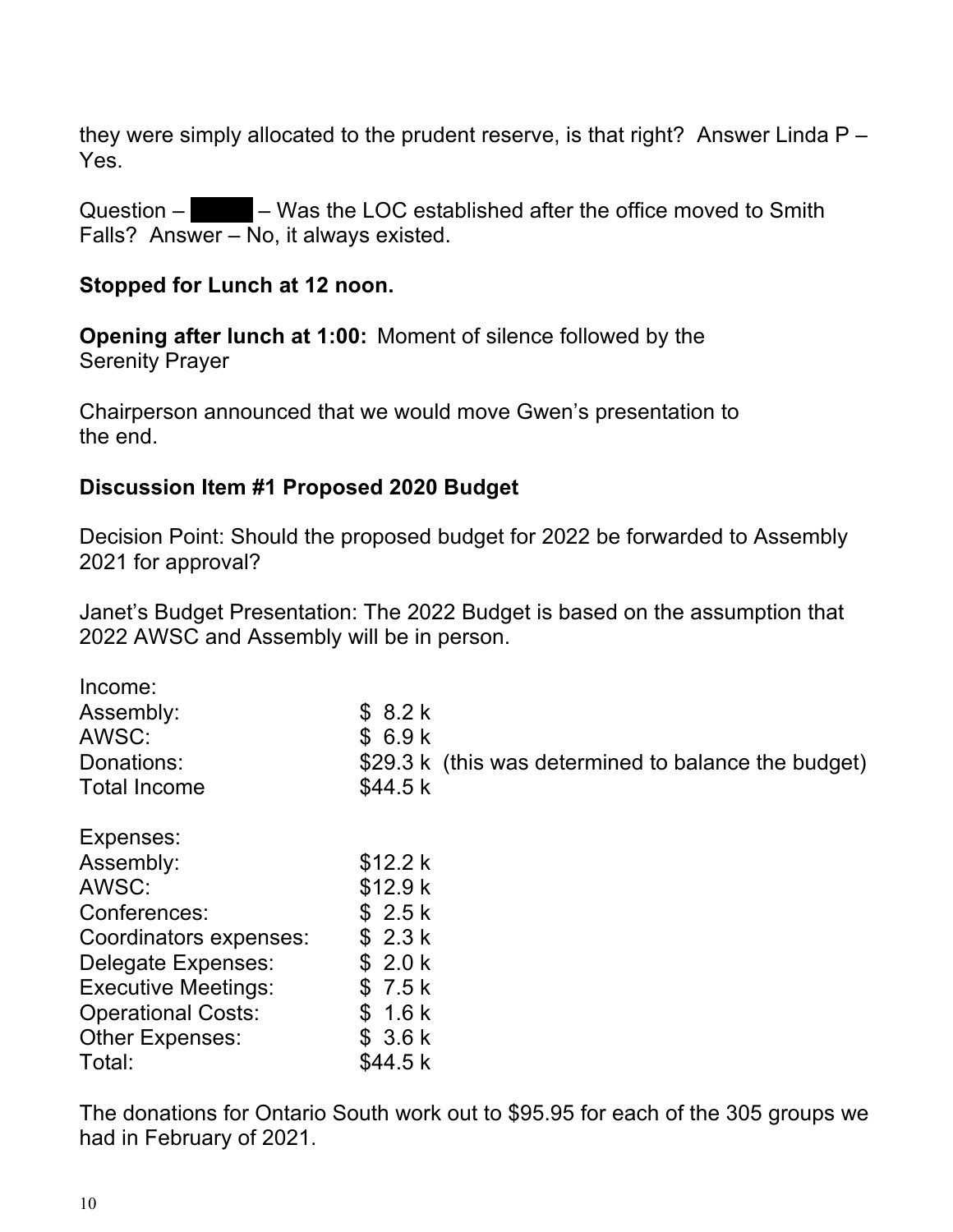they were simply allocated to the prudent reserve, is that right? Answer Linda P – Yes.

Question – ████ – Was the LOC established after the office moved to Smith Falls? Answer – No, it always existed.

**Stopped for Lunch at 12 noon.**

**Opening after lunch at 1:00:** Moment of silence followed by the Serenity Prayer

Chairperson announced that we would move Gwen's presentation to the end.

**Discussion Item #1 Proposed 2020 Budget**

Decision Point: Should the proposed budget for 2022 be forwarded to Assembly 2021 for approval?

Janet's Budget Presentation: The 2022 Budget is based on the assumption that 2022 AWSC and Assembly will be in person.

| Income: | | |
|---|---|---|
| Assembly: | $ 8.2 k | |
| AWSC: | $ 6.9 k | |
| Donations: | $29.3 k | (this was determined to balance the budget) |
| Total Income | $44.5 k | |

| Expenses: | |
|---|---|
| Assembly: | $12.2 k |
| AWSC: | $12.9 k |
| Conferences: | $ 2.5 k |
| Coordinators expenses: | $ 2.3 k |
| Delegate Expenses: | $ 2.0 k |
| Executive Meetings: | $ 7.5 k |
| Operational Costs: | $ 1.6 k |
| Other Expenses: | $ 3.6 k |
| Total: | $44.5 k |

The donations for Ontario South work out to $95.95 for each of the 305 groups we had in February of 2021.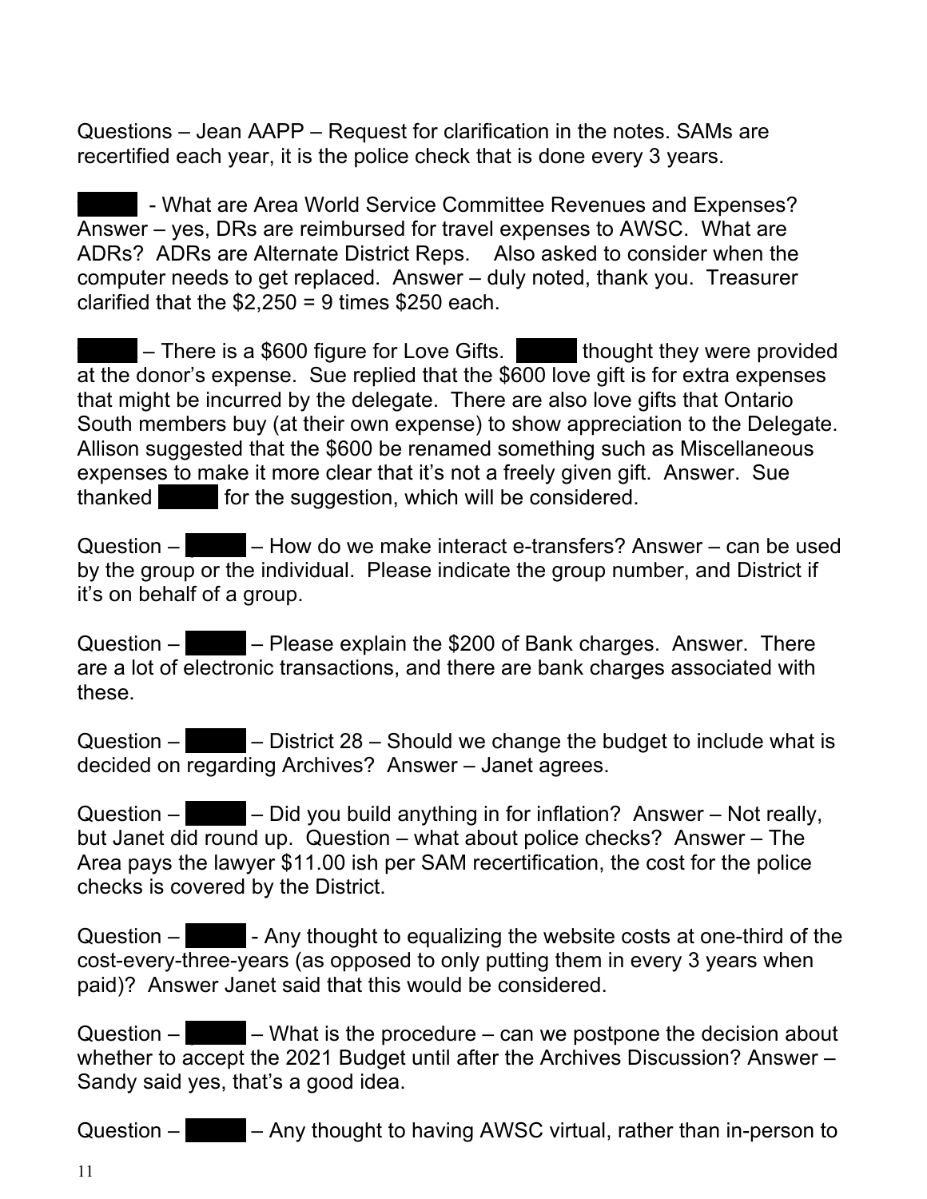Questions – Jean AAPP – Request for clarification in the notes. SAMs are recertified each year, it is the police check that is done every 3 years.

█████ - What are Area World Service Committee Revenues and Expenses? Answer – yes, DRs are reimbursed for travel expenses to AWSC. What are ADRs? ADRs are Alternate District Reps. Also asked to consider when the computer needs to get replaced. Answer – duly noted, thank you. Treasurer clarified that the $2,250 = 9 times $250 each.

█████ – There is a $600 figure for Love Gifts. █████ thought they were provided at the donor's expense. Sue replied that the $600 love gift is for extra expenses that might be incurred by the delegate. There are also love gifts that Ontario South members buy (at their own expense) to show appreciation to the Delegate. Allison suggested that the $600 be renamed something such as Miscellaneous expenses to make it more clear that it's not a freely given gift. Answer. Sue thanked █████ for the suggestion, which will be considered.

Question – █████ – How do we make interact e-transfers? Answer – can be used by the group or the individual. Please indicate the group number, and District if it's on behalf of a group.

Question – █████ – Please explain the $200 of Bank charges. Answer. There are a lot of electronic transactions, and there are bank charges associated with these.

Question – █████ – District 28 – Should we change the budget to include what is decided on regarding Archives? Answer – Janet agrees.

Question – █████ – Did you build anything in for inflation? Answer – Not really, but Janet did round up. Question – what about police checks? Answer – The Area pays the lawyer $11.00 ish per SAM recertification, the cost for the police checks is covered by the District.

Question – █████ - Any thought to equalizing the website costs at one-third of the cost-every-three-years (as opposed to only putting them in every 3 years when paid)? Answer Janet said that this would be considered.

Question – █████ – What is the procedure – can we postpone the decision about whether to accept the 2021 Budget until after the Archives Discussion? Answer – Sandy said yes, that's a good idea.

Question – █████ – Any thought to having AWSC virtual, rather than in-person to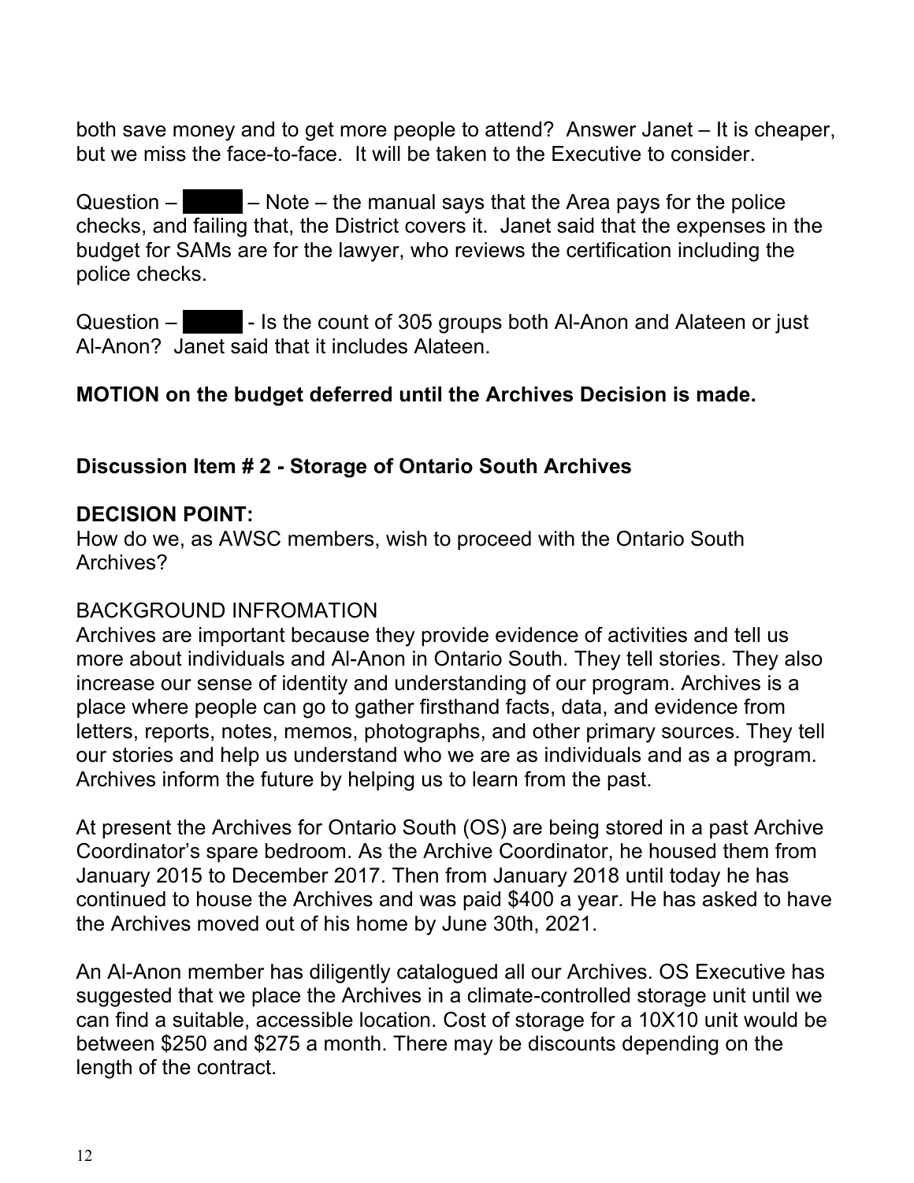both save money and to get more people to attend? Answer Janet – It is cheaper, but we miss the face-to-face. It will be taken to the Executive to consider.

Question – █████ – Note – the manual says that the Area pays for the police checks, and failing that, the District covers it. Janet said that the expenses in the budget for SAMs are for the lawyer, who reviews the certification including the police checks.

Question – █████ - Is the count of 305 groups both Al-Anon and Alateen or just Al-Anon? Janet said that it includes Alateen.

**MOTION on the budget deferred until the Archives Decision is made.**

**Discussion Item # 2 - Storage of Ontario South Archives**

**DECISION POINT:**

How do we, as AWSC members, wish to proceed with the Ontario South Archives?

BACKGROUND INFROMATION

Archives are important because they provide evidence of activities and tell us more about individuals and Al-Anon in Ontario South. They tell stories. They also increase our sense of identity and understanding of our program. Archives is a place where people can go to gather firsthand facts, data, and evidence from letters, reports, notes, memos, photographs, and other primary sources. They tell our stories and help us understand who we are as individuals and as a program. Archives inform the future by helping us to learn from the past.

At present the Archives for Ontario South (OS) are being stored in a past Archive Coordinator's spare bedroom. As the Archive Coordinator, he housed them from January 2015 to December 2017. Then from January 2018 until today he has continued to house the Archives and was paid $400 a year. He has asked to have the Archives moved out of his home by June 30th, 2021.

An Al-Anon member has diligently catalogued all our Archives. OS Executive has suggested that we place the Archives in a climate-controlled storage unit until we can find a suitable, accessible location. Cost of storage for a 10X10 unit would be between $250 and $275 a month. There may be discounts depending on the length of the contract.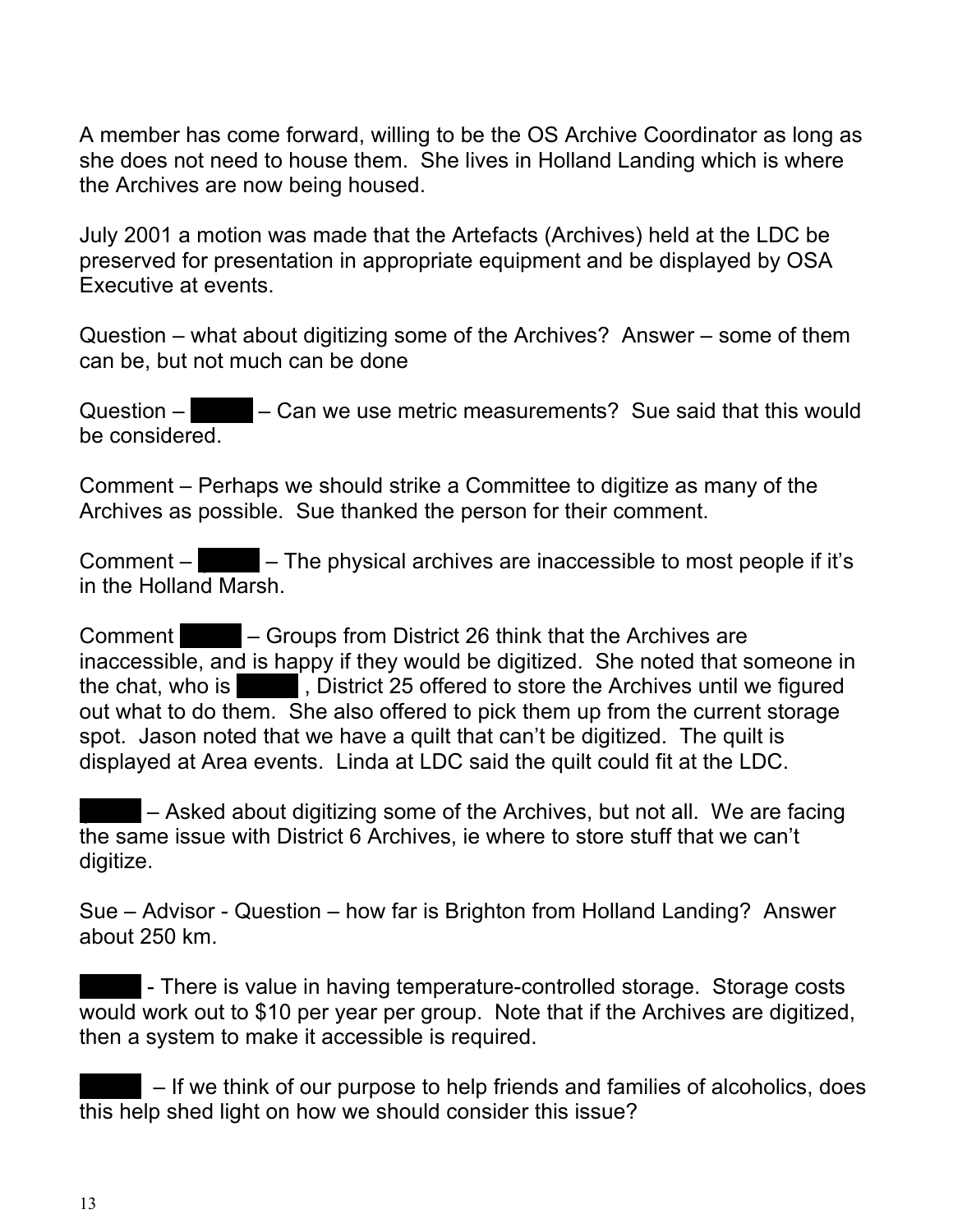A member has come forward, willing to be the OS Archive Coordinator as long as she does not need to house them. She lives in Holland Landing which is where the Archives are now being housed.

July 2001 a motion was made that the Artefacts (Archives) held at the LDC be preserved for presentation in appropriate equipment and be displayed by OSA Executive at events.

Question – what about digitizing some of the Archives? Answer – some of them can be, but not much can be done

Question – ████ – Can we use metric measurements? Sue said that this would be considered.

Comment – Perhaps we should strike a Committee to digitize as many of the Archives as possible. Sue thanked the person for their comment.

Comment – ████ – The physical archives are inaccessible to most people if it's in the Holland Marsh.

Comment ████ – Groups from District 26 think that the Archives are inaccessible, and is happy if they would be digitized. She noted that someone in the chat, who is ████ , District 25 offered to store the Archives until we figured out what to do them. She also offered to pick them up from the current storage spot. Jason noted that we have a quilt that can't be digitized. The quilt is displayed at Area events. Linda at LDC said the quilt could fit at the LDC.

████ – Asked about digitizing some of the Archives, but not all. We are facing the same issue with District 6 Archives, ie where to store stuff that we can't digitize.

Sue – Advisor - Question – how far is Brighton from Holland Landing? Answer about 250 km.

████ - There is value in having temperature-controlled storage. Storage costs would work out to $10 per year per group. Note that if the Archives are digitized, then a system to make it accessible is required.

████ – If we think of our purpose to help friends and families of alcoholics, does this help shed light on how we should consider this issue?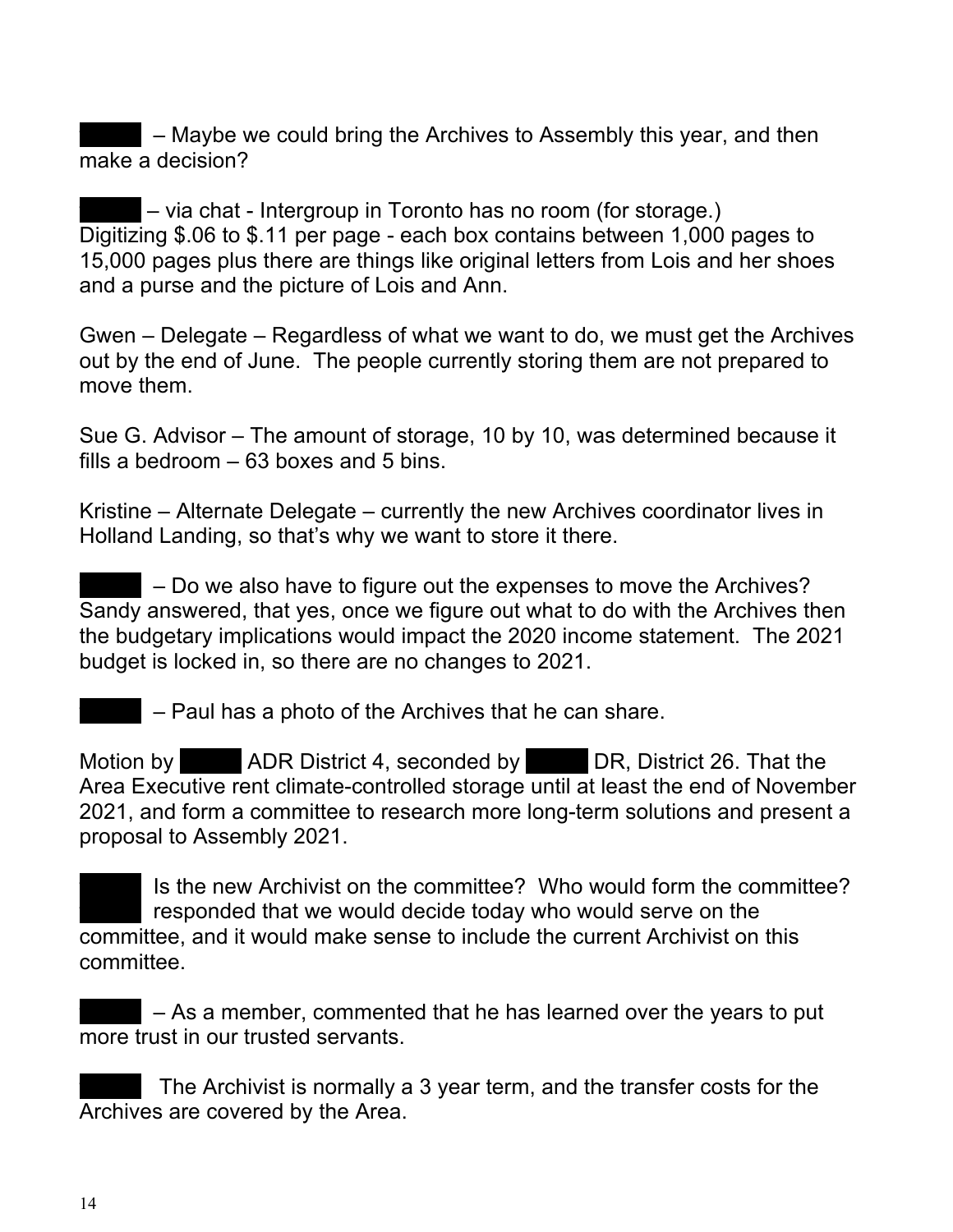– Maybe we could bring the Archives to Assembly this year, and then make a decision?

– via chat - Intergroup in Toronto has no room (for storage.) Digitizing $.06 to $.11 per page - each box contains between 1,000 pages to 15,000 pages plus there are things like original letters from Lois and her shoes and a purse and the picture of Lois and Ann.

Gwen – Delegate – Regardless of what we want to do, we must get the Archives out by the end of June. The people currently storing them are not prepared to move them.

Sue G. Advisor – The amount of storage, 10 by 10, was determined because it fills a bedroom – 63 boxes and 5 bins.

Kristine – Alternate Delegate – currently the new Archives coordinator lives in Holland Landing, so that's why we want to store it there.

– Do we also have to figure out the expenses to move the Archives? Sandy answered, that yes, once we figure out what to do with the Archives then the budgetary implications would impact the 2020 income statement. The 2021 budget is locked in, so there are no changes to 2021.

– Paul has a photo of the Archives that he can share.

Motion by ADR District 4, seconded by DR, District 26. That the Area Executive rent climate-controlled storage until at least the end of November 2021, and form a committee to research more long-term solutions and present a proposal to Assembly 2021.

Is the new Archivist on the committee? Who would form the committee? responded that we would decide today who would serve on the committee, and it would make sense to include the current Archivist on this committee.

– As a member, commented that he has learned over the years to put more trust in our trusted servants.

The Archivist is normally a 3 year term, and the transfer costs for the Archives are covered by the Area.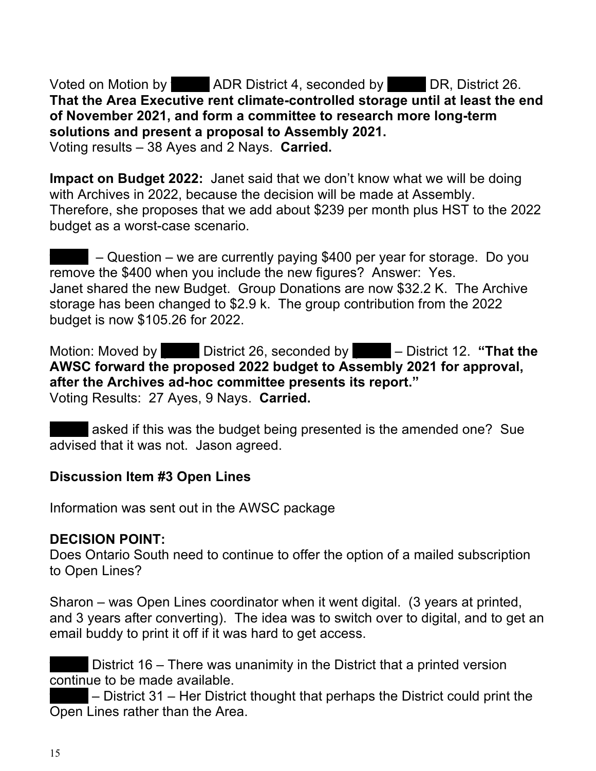Voted on Motion by ADR District 4, seconded by DR, District 26. **That the Area Executive rent climate-controlled storage until at least the end of November 2021, and form a committee to research more long-term solutions and present a proposal to Assembly 2021.**
Voting results – 38 Ayes and 2 Nays. **Carried.**

**Impact on Budget 2022:** Janet said that we don't know what we will be doing with Archives in 2022, because the decision will be made at Assembly. Therefore, she proposes that we add about $239 per month plus HST to the 2022 budget as a worst-case scenario.

– Question – we are currently paying $400 per year for storage. Do you remove the $400 when you include the new figures? Answer: Yes.
Janet shared the new Budget. Group Donations are now $32.2 K. The Archive storage has been changed to $2.9 k. The group contribution from the 2022 budget is now $105.26 for 2022.

Motion: Moved by District 26, seconded by – District 12. **"That the AWSC forward the proposed 2022 budget to Assembly 2021 for approval, after the Archives ad-hoc committee presents its report."**
Voting Results: 27 Ayes, 9 Nays. **Carried.**

asked if this was the budget being presented is the amended one? Sue advised that it was not. Jason agreed.

**Discussion Item #3 Open Lines**

Information was sent out in the AWSC package

**DECISION POINT:**
Does Ontario South need to continue to offer the option of a mailed subscription to Open Lines?

Sharon – was Open Lines coordinator when it went digital. (3 years at printed, and 3 years after converting). The idea was to switch over to digital, and to get an email buddy to print it off if it was hard to get access.

District 16 – There was unanimity in the District that a printed version continue to be made available.
– District 31 – Her District thought that perhaps the District could print the Open Lines rather than the Area.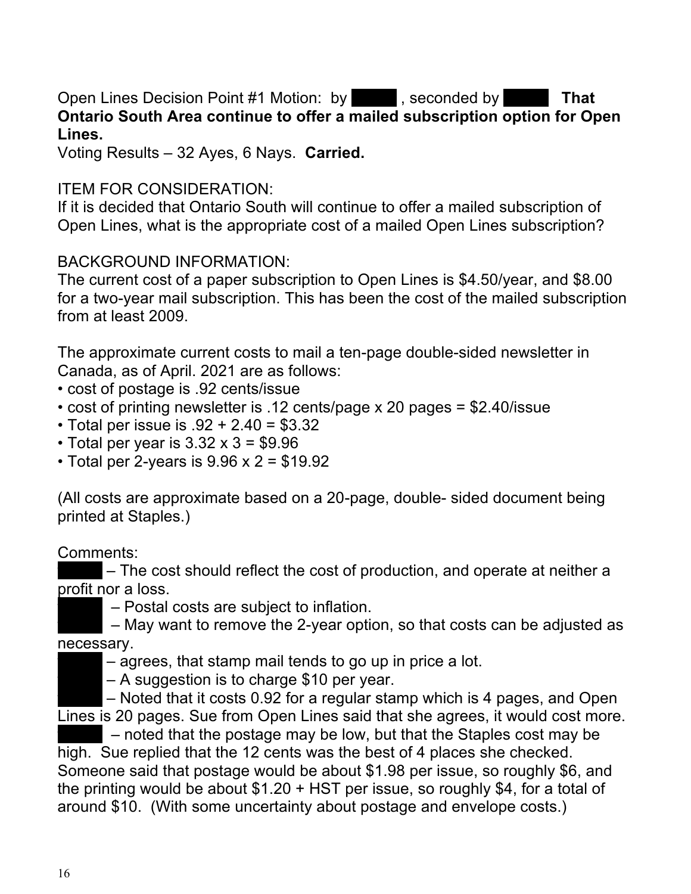Open Lines Decision Point #1 Motion: by ██████, seconded by ██████ **That Ontario South Area continue to offer a mailed subscription option for Open Lines.**
Voting Results – 32 Ayes, 6 Nays. **Carried.**

ITEM FOR CONSIDERATION:
If it is decided that Ontario South will continue to offer a mailed subscription of Open Lines, what is the appropriate cost of a mailed Open Lines subscription?

BACKGROUND INFORMATION:
The current cost of a paper subscription to Open Lines is $4.50/year, and $8.00 for a two-year mail subscription. This has been the cost of the mailed subscription from at least 2009.

The approximate current costs to mail a ten-page double-sided newsletter in Canada, as of April. 2021 are as follows:

- cost of postage is .92 cents/issue
- cost of printing newsletter is .12 cents/page x 20 pages = $2.40/issue
- Total per issue is .92 + 2.40 = $3.32
- Total per year is 3.32 x 3 = $9.96
- Total per 2-years is 9.96 x 2 = $19.92

(All costs are approximate based on a 20-page, double- sided document being printed at Staples.)

Comments:
██████ – The cost should reflect the cost of production, and operate at neither a profit nor a loss.
██████ – Postal costs are subject to inflation.
██████ – May want to remove the 2-year option, so that costs can be adjusted as necessary.
██████ – agrees, that stamp mail tends to go up in price a lot.
██████ – A suggestion is to charge $10 per year.
██████ – Noted that it costs 0.92 for a regular stamp which is 4 pages, and Open Lines is 20 pages. Sue from Open Lines said that she agrees, it would cost more.
██████ – noted that the postage may be low, but that the Staples cost may be high. Sue replied that the 12 cents was the best of 4 places she checked. Someone said that postage would be about $1.98 per issue, so roughly $6, and the printing would be about $1.20 + HST per issue, so roughly $4, for a total of around $10. (With some uncertainty about postage and envelope costs.)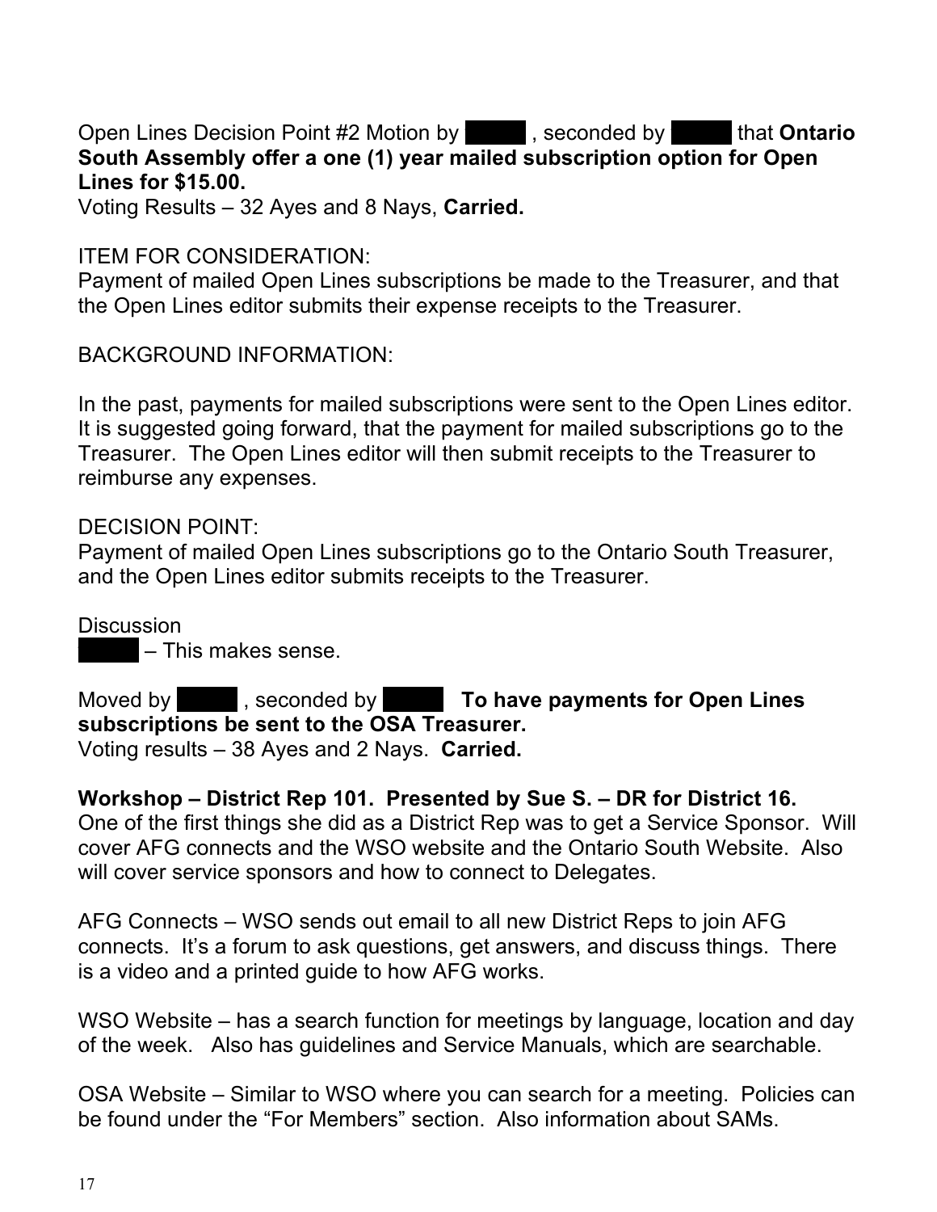Open Lines Decision Point #2 Motion by ████ , seconded by ████ that **Ontario South Assembly offer a one (1) year mailed subscription option for Open Lines for $15.00.**
Voting Results – 32 Ayes and 8 Nays, **Carried.**

ITEM FOR CONSIDERATION:
Payment of mailed Open Lines subscriptions be made to the Treasurer, and that the Open Lines editor submits their expense receipts to the Treasurer.

BACKGROUND INFORMATION:

In the past, payments for mailed subscriptions were sent to the Open Lines editor. It is suggested going forward, that the payment for mailed subscriptions go to the Treasurer. The Open Lines editor will then submit receipts to the Treasurer to reimburse any expenses.

DECISION POINT:
Payment of mailed Open Lines subscriptions go to the Ontario South Treasurer, and the Open Lines editor submits receipts to the Treasurer.

Discussion
████ – This makes sense.

Moved by ████ , seconded by ████ **To have payments for Open Lines subscriptions be sent to the OSA Treasurer.**
Voting results – 38 Ayes and 2 Nays. **Carried.**

**Workshop – District Rep 101. Presented by Sue S. – DR for District 16.**
One of the first things she did as a District Rep was to get a Service Sponsor. Will cover AFG connects and the WSO website and the Ontario South Website. Also will cover service sponsors and how to connect to Delegates.

AFG Connects – WSO sends out email to all new District Reps to join AFG connects. It's a forum to ask questions, get answers, and discuss things. There is a video and a printed guide to how AFG works.

WSO Website – has a search function for meetings by language, location and day of the week. Also has guidelines and Service Manuals, which are searchable.

OSA Website – Similar to WSO where you can search for a meeting. Policies can be found under the "For Members" section. Also information about SAMs.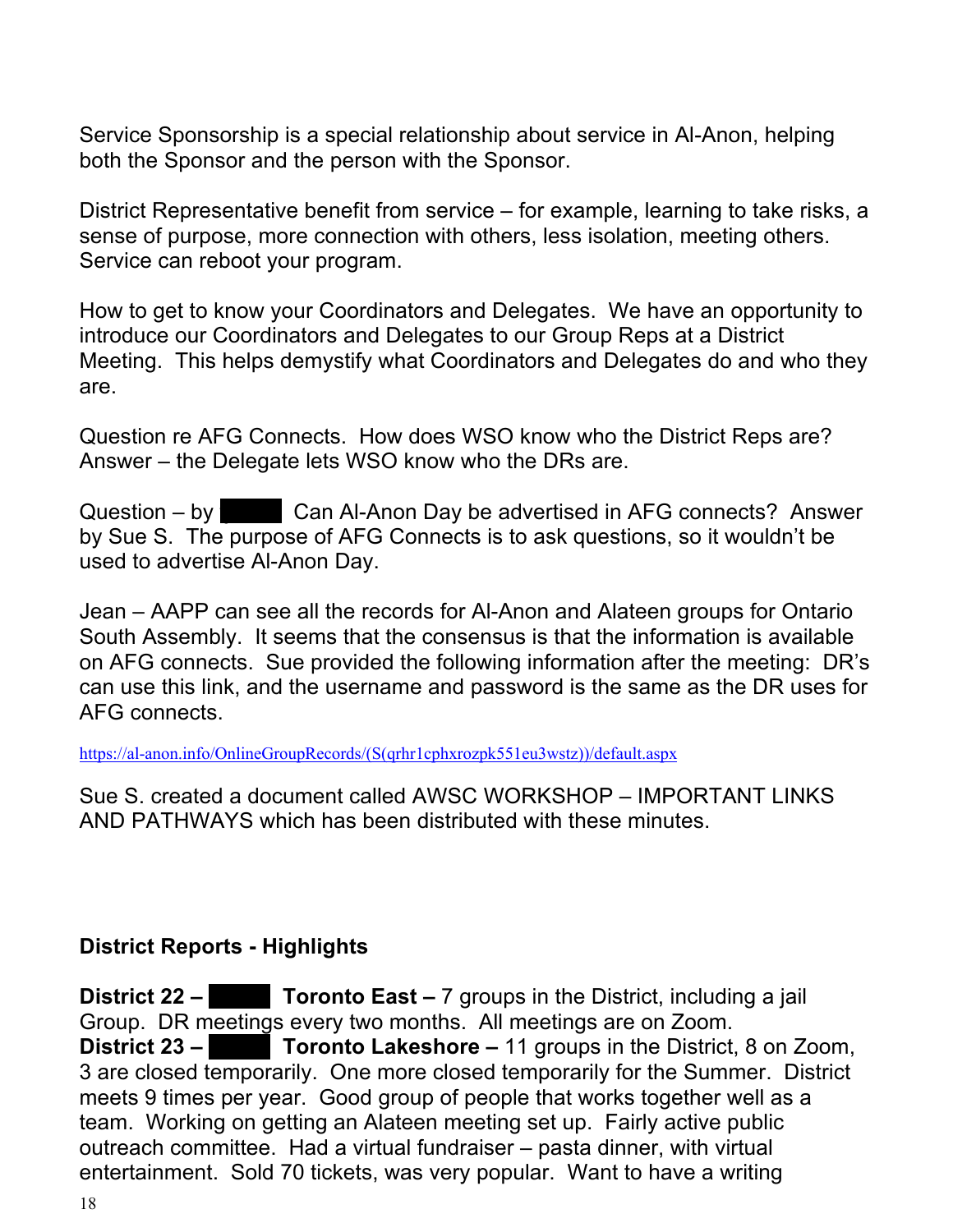Service Sponsorship is a special relationship about service in Al-Anon, helping both the Sponsor and the person with the Sponsor.

District Representative benefit from service – for example, learning to take risks, a sense of purpose, more connection with others, less isolation, meeting others. Service can reboot your program.

How to get to know your Coordinators and Delegates. We have an opportunity to introduce our Coordinators and Delegates to our Group Reps at a District Meeting. This helps demystify what Coordinators and Delegates do and who they are.

Question re AFG Connects. How does WSO know who the District Reps are? Answer – the Delegate lets WSO know who the DRs are.

Question – by ██████ Can Al-Anon Day be advertised in AFG connects? Answer by Sue S. The purpose of AFG Connects is to ask questions, so it wouldn't be used to advertise Al-Anon Day.

Jean – AAPP can see all the records for Al-Anon and Alateen groups for Ontario South Assembly. It seems that the consensus is that the information is available on AFG connects. Sue provided the following information after the meeting: DR's can use this link, and the username and password is the same as the DR uses for AFG connects.

https://al-anon.info/OnlineGroupRecords/(S(qrhr1cphxrozpk551eu3wstz))/default.aspx

Sue S. created a document called AWSC WORKSHOP – IMPORTANT LINKS AND PATHWAYS which has been distributed with these minutes.

**District Reports - Highlights**

**District 22 – ██████ Toronto East –** 7 groups in the District, including a jail Group. DR meetings every two months. All meetings are on Zoom.
**District 23 – ██████ Toronto Lakeshore –** 11 groups in the District, 8 on Zoom, 3 are closed temporarily. One more closed temporarily for the Summer. District meets 9 times per year. Good group of people that works together well as a team. Working on getting an Alateen meeting set up. Fairly active public outreach committee. Had a virtual fundraiser – pasta dinner, with virtual entertainment. Sold 70 tickets, was very popular. Want to have a writing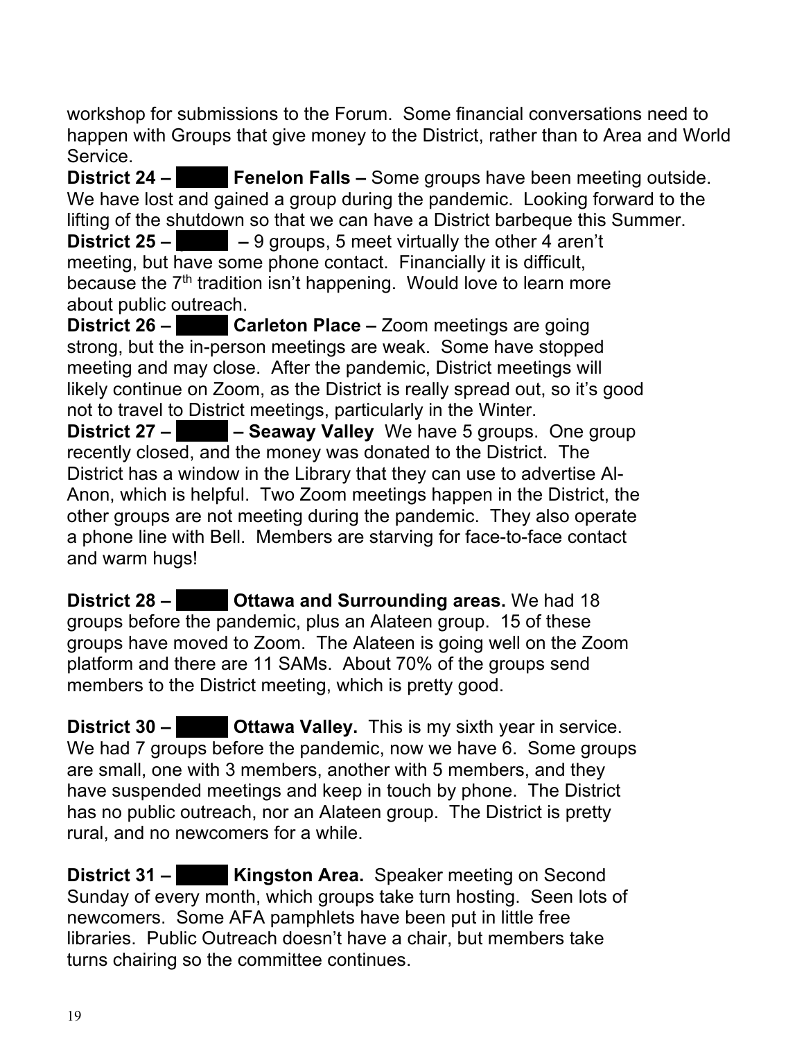workshop for submissions to the Forum. Some financial conversations need to happen with Groups that give money to the District, rather than to Area and World Service.

**District 24 – █████ Fenelon Falls –** Some groups have been meeting outside. We have lost and gained a group during the pandemic. Looking forward to the lifting of the shutdown so that we can have a District barbeque this Summer.

**District 25 – █████ –** 9 groups, 5 meet virtually the other 4 aren't meeting, but have some phone contact. Financially it is difficult, because the 7th tradition isn't happening. Would love to learn more about public outreach.

**District 26 – █████ Carleton Place –** Zoom meetings are going strong, but the in-person meetings are weak. Some have stopped meeting and may close. After the pandemic, District meetings will likely continue on Zoom, as the District is really spread out, so it's good not to travel to District meetings, particularly in the Winter.

**District 27 – █████ – Seaway Valley** We have 5 groups. One group recently closed, and the money was donated to the District. The District has a window in the Library that they can use to advertise Al-Anon, which is helpful. Two Zoom meetings happen in the District, the other groups are not meeting during the pandemic. They also operate a phone line with Bell. Members are starving for face-to-face contact and warm hugs!

**District 28 – █████ Ottawa and Surrounding areas.** We had 18 groups before the pandemic, plus an Alateen group. 15 of these groups have moved to Zoom. The Alateen is going well on the Zoom platform and there are 11 SAMs. About 70% of the groups send members to the District meeting, which is pretty good.

**District 30 – █████ Ottawa Valley.** This is my sixth year in service. We had 7 groups before the pandemic, now we have 6. Some groups are small, one with 3 members, another with 5 members, and they have suspended meetings and keep in touch by phone. The District has no public outreach, nor an Alateen group. The District is pretty rural, and no newcomers for a while.

**District 31 – █████ Kingston Area.** Speaker meeting on Second Sunday of every month, which groups take turn hosting. Seen lots of newcomers. Some AFA pamphlets have been put in little free libraries. Public Outreach doesn't have a chair, but members take turns chairing so the committee continues.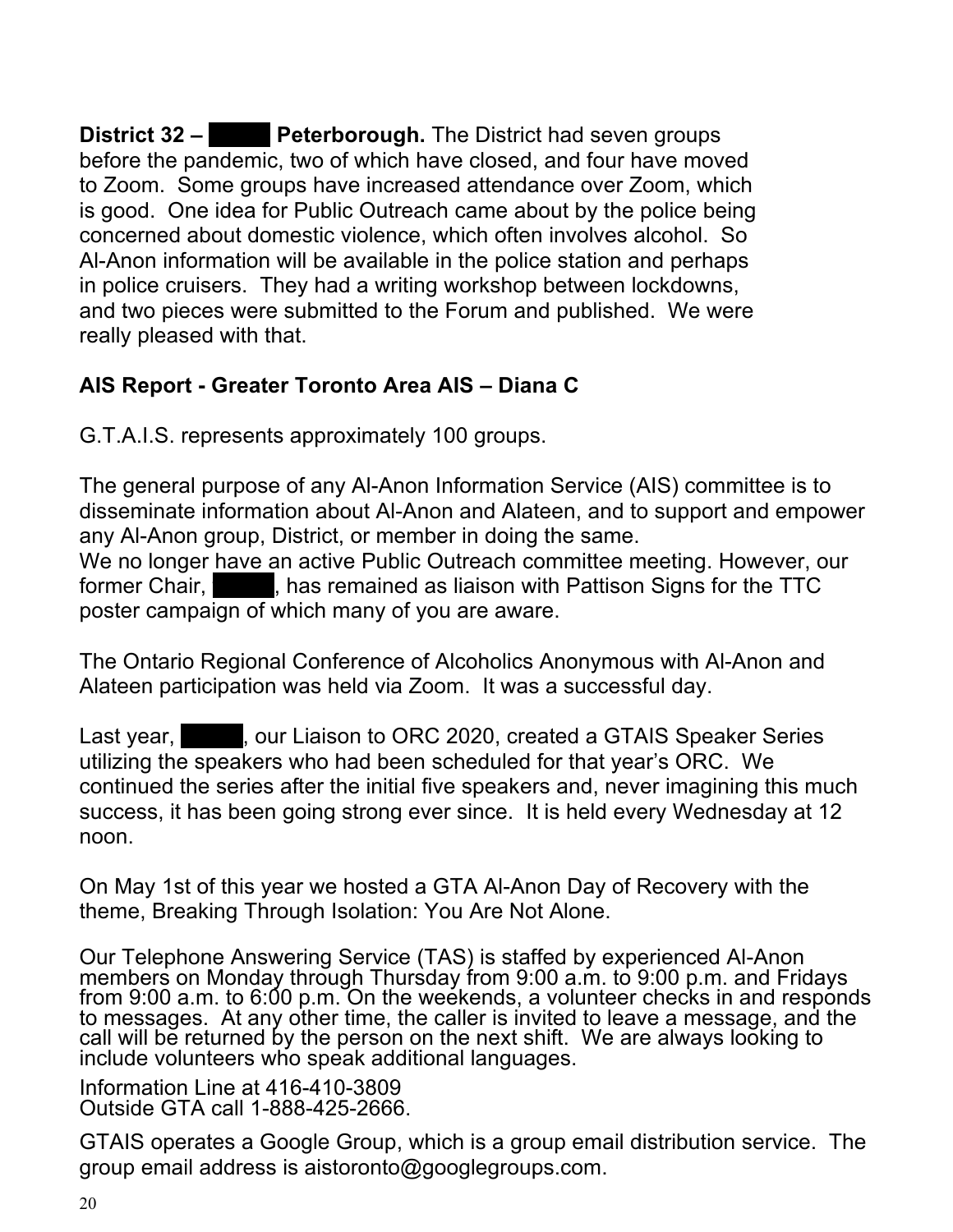**District 32 – █████ Peterborough.** The District had seven groups before the pandemic, two of which have closed, and four have moved to Zoom. Some groups have increased attendance over Zoom, which is good. One idea for Public Outreach came about by the police being concerned about domestic violence, which often involves alcohol. So Al-Anon information will be available in the police station and perhaps in police cruisers. They had a writing workshop between lockdowns, and two pieces were submitted to the Forum and published. We were really pleased with that.

**AIS Report - Greater Toronto Area AIS – Diana C**

G.T.A.I.S. represents approximately 100 groups.

The general purpose of any Al-Anon Information Service (AIS) committee is to disseminate information about Al-Anon and Alateen, and to support and empower any Al-Anon group, District, or member in doing the same.

We no longer have an active Public Outreach committee meeting. However, our former Chair, █████, has remained as liaison with Pattison Signs for the TTC poster campaign of which many of you are aware.

The Ontario Regional Conference of Alcoholics Anonymous with Al-Anon and Alateen participation was held via Zoom. It was a successful day.

Last year, █████, our Liaison to ORC 2020, created a GTAIS Speaker Series utilizing the speakers who had been scheduled for that year's ORC. We continued the series after the initial five speakers and, never imagining this much success, it has been going strong ever since. It is held every Wednesday at 12 noon.

On May 1st of this year we hosted a GTA Al-Anon Day of Recovery with the theme, Breaking Through Isolation: You Are Not Alone.

Our Telephone Answering Service (TAS) is staffed by experienced Al-Anon members on Monday through Thursday from 9:00 a.m. to 9:00 p.m. and Fridays from 9:00 a.m. to 6:00 p.m. On the weekends, a volunteer checks in and responds to messages. At any other time, the caller is invited to leave a message, and the call will be returned by the person on the next shift. We are always looking to include volunteers who speak additional languages.

Information Line at 416-410-3809
Outside GTA call 1-888-425-2666.

GTAIS operates a Google Group, which is a group email distribution service. The group email address is aistoronto@googlegroups.com.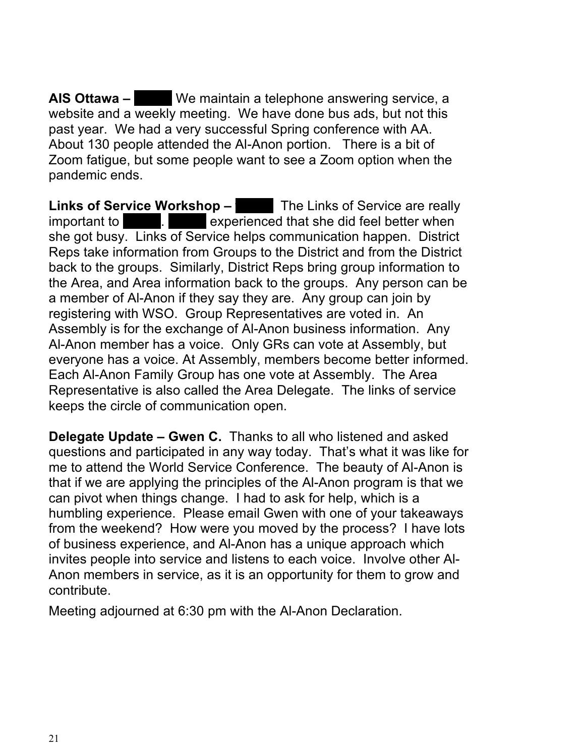**AIS Ottawa –** We maintain a telephone answering service, a website and a weekly meeting. We have done bus ads, but not this past year. We had a very successful Spring conference with AA. About 130 people attended the Al-Anon portion. There is a bit of Zoom fatigue, but some people want to see a Zoom option when the pandemic ends.

**Links of Service Workshop –** The Links of Service are really important to . experienced that she did feel better when she got busy. Links of Service helps communication happen. District Reps take information from Groups to the District and from the District back to the groups. Similarly, District Reps bring group information to the Area, and Area information back to the groups. Any person can be a member of Al-Anon if they say they are. Any group can join by registering with WSO. Group Representatives are voted in. An Assembly is for the exchange of Al-Anon business information. Any Al-Anon member has a voice. Only GRs can vote at Assembly, but everyone has a voice. At Assembly, members become better informed. Each Al-Anon Family Group has one vote at Assembly. The Area Representative is also called the Area Delegate. The links of service keeps the circle of communication open.

**Delegate Update – Gwen C.** Thanks to all who listened and asked questions and participated in any way today. That's what it was like for me to attend the World Service Conference. The beauty of Al-Anon is that if we are applying the principles of the Al-Anon program is that we can pivot when things change. I had to ask for help, which is a humbling experience. Please email Gwen with one of your takeaways from the weekend? How were you moved by the process? I have lots of business experience, and Al-Anon has a unique approach which invites people into service and listens to each voice. Involve other Al-Anon members in service, as it is an opportunity for them to grow and contribute.

Meeting adjourned at 6:30 pm with the Al-Anon Declaration.